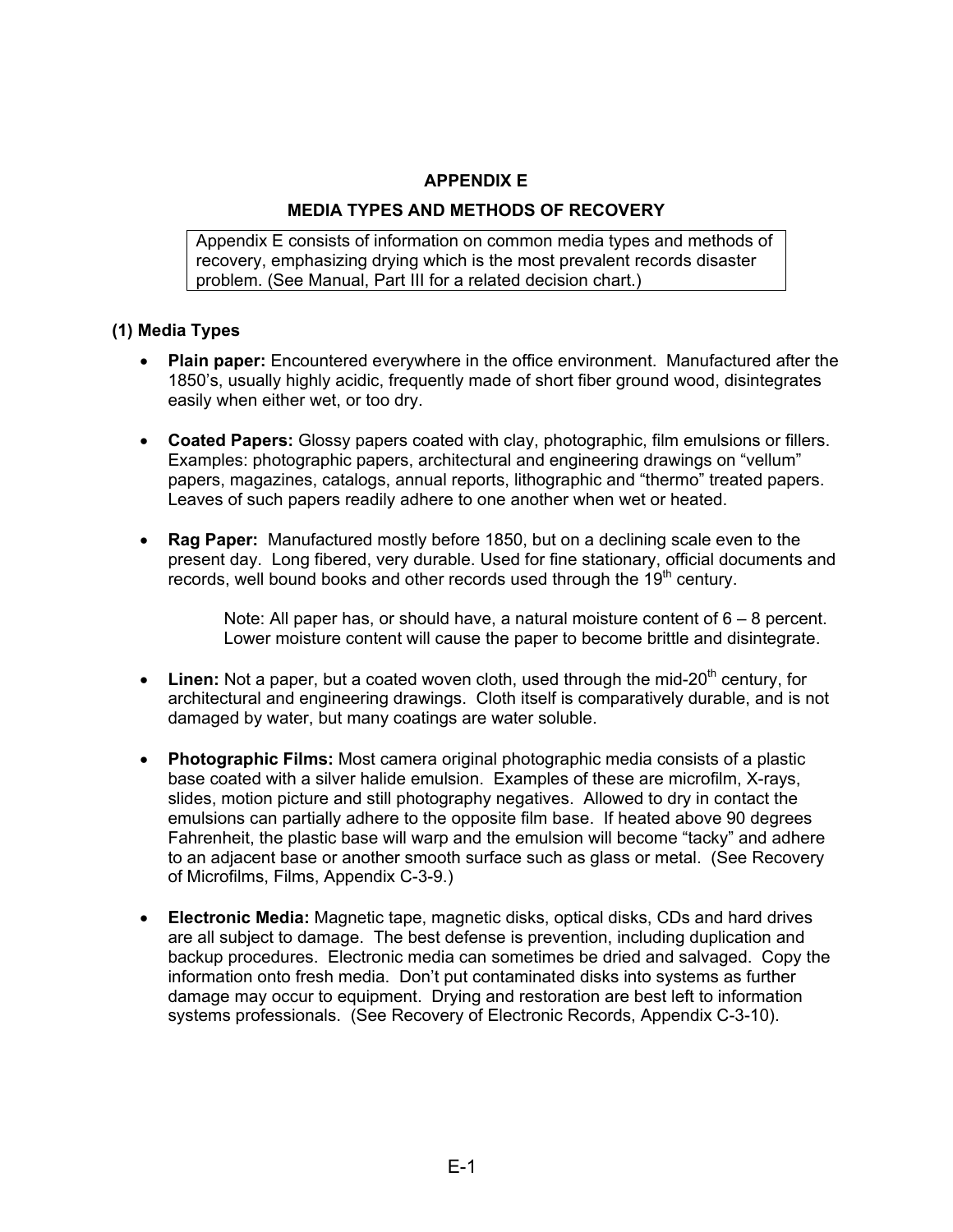# APPENDIX E

## MEDIA TYPES AND METHODS OF RECOVERY

Appendix E consists of information on common media types and methods of recovery, emphasizing drying which is the most prevalent records disaster problem. (See Manual, Part III for a related decision chart.)

### (1) Media Types

- **Plain paper:** Encountered everywhere in the office environment. Manufactured after the 1850's, usually highly acidic, frequently made of short fiber ground wood, disintegrates easily when either wet, or too dry.

- **Coated Papers:** Glossy papers coated with clay, photographic, film emulsions or fillers. Examples: photographic papers, architectural and engineering drawings on "vellum" papers, magazines, catalogs, annual reports, lithographic and "thermo" treated papers. Leaves of such papers readily adhere to one another when wet or heated.

- **Rag Paper:** Manufactured mostly before 1850, but on a declining scale even to the present day. Long fibered, very durable. Used for fine stationary, official documents and records, well bound books and other records used through the 19th century.

  Note: All paper has, or should have, a natural moisture content of 6 – 8 percent. Lower moisture content will cause the paper to become brittle and disintegrate.

- **Linen:** Not a paper, but a coated woven cloth, used through the mid-20th century, for architectural and engineering drawings. Cloth itself is comparatively durable, and is not damaged by water, but many coatings are water soluble.

- **Photographic Films:** Most camera original photographic media consists of a plastic base coated with a silver halide emulsion. Examples of these are microfilm, X-rays, slides, motion picture and still photography negatives. Allowed to dry in contact the emulsions can partially adhere to the opposite film base. If heated above 90 degrees Fahrenheit, the plastic base will warp and the emulsion will become "tacky" and adhere to an adjacent base or another smooth surface such as glass or metal. (See Recovery of Microfilms, Films, Appendix C-3-9.)

- **Electronic Media:** Magnetic tape, magnetic disks, optical disks, CDs and hard drives are all subject to damage. The best defense is prevention, including duplication and backup procedures. Electronic media can sometimes be dried and salvaged. Copy the information onto fresh media. Don't put contaminated disks into systems as further damage may occur to equipment. Drying and restoration are best left to information systems professionals. (See Recovery of Electronic Records, Appendix C-3-10).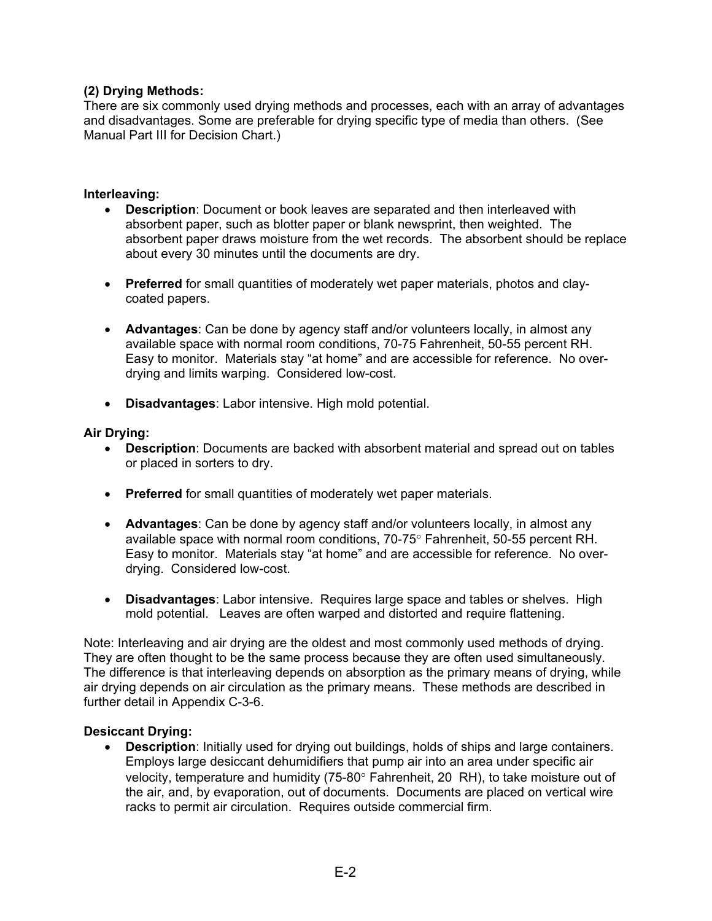**(2) Drying Methods:**
There are six commonly used drying methods and processes, each with an array of advantages and disadvantages. Some are preferable for drying specific type of media than others. (See Manual Part III for Decision Chart.)

**Interleaving:**

- **Description**: Document or book leaves are separated and then interleaved with absorbent paper, such as blotter paper or blank newsprint, then weighted. The absorbent paper draws moisture from the wet records. The absorbent should be replace about every 30 minutes until the documents are dry.

- **Preferred** for small quantities of moderately wet paper materials, photos and clay-coated papers.

- **Advantages**: Can be done by agency staff and/or volunteers locally, in almost any available space with normal room conditions, 70-75 Fahrenheit, 50-55 percent RH. Easy to monitor. Materials stay "at home" and are accessible for reference. No over-drying and limits warping. Considered low-cost.

- **Disadvantages**: Labor intensive. High mold potential.

**Air Drying:**

- **Description**: Documents are backed with absorbent material and spread out on tables or placed in sorters to dry.

- **Preferred** for small quantities of moderately wet paper materials.

- **Advantages**: Can be done by agency staff and/or volunteers locally, in almost any available space with normal room conditions, 70-75° Fahrenheit, 50-55 percent RH. Easy to monitor. Materials stay "at home" and are accessible for reference. No over-drying. Considered low-cost.

- **Disadvantages**: Labor intensive. Requires large space and tables or shelves. High mold potential. Leaves are often warped and distorted and require flattening.

Note: Interleaving and air drying are the oldest and most commonly used methods of drying. They are often thought to be the same process because they are often used simultaneously. The difference is that interleaving depends on absorption as the primary means of drying, while air drying depends on air circulation as the primary means. These methods are described in further detail in Appendix C-3-6.

**Desiccant Drying:**

- **Description**: Initially used for drying out buildings, holds of ships and large containers. Employs large desiccant dehumidifiers that pump air into an area under specific air velocity, temperature and humidity (75-80° Fahrenheit, 20 RH), to take moisture out of the air, and, by evaporation, out of documents. Documents are placed on vertical wire racks to permit air circulation. Requires outside commercial firm.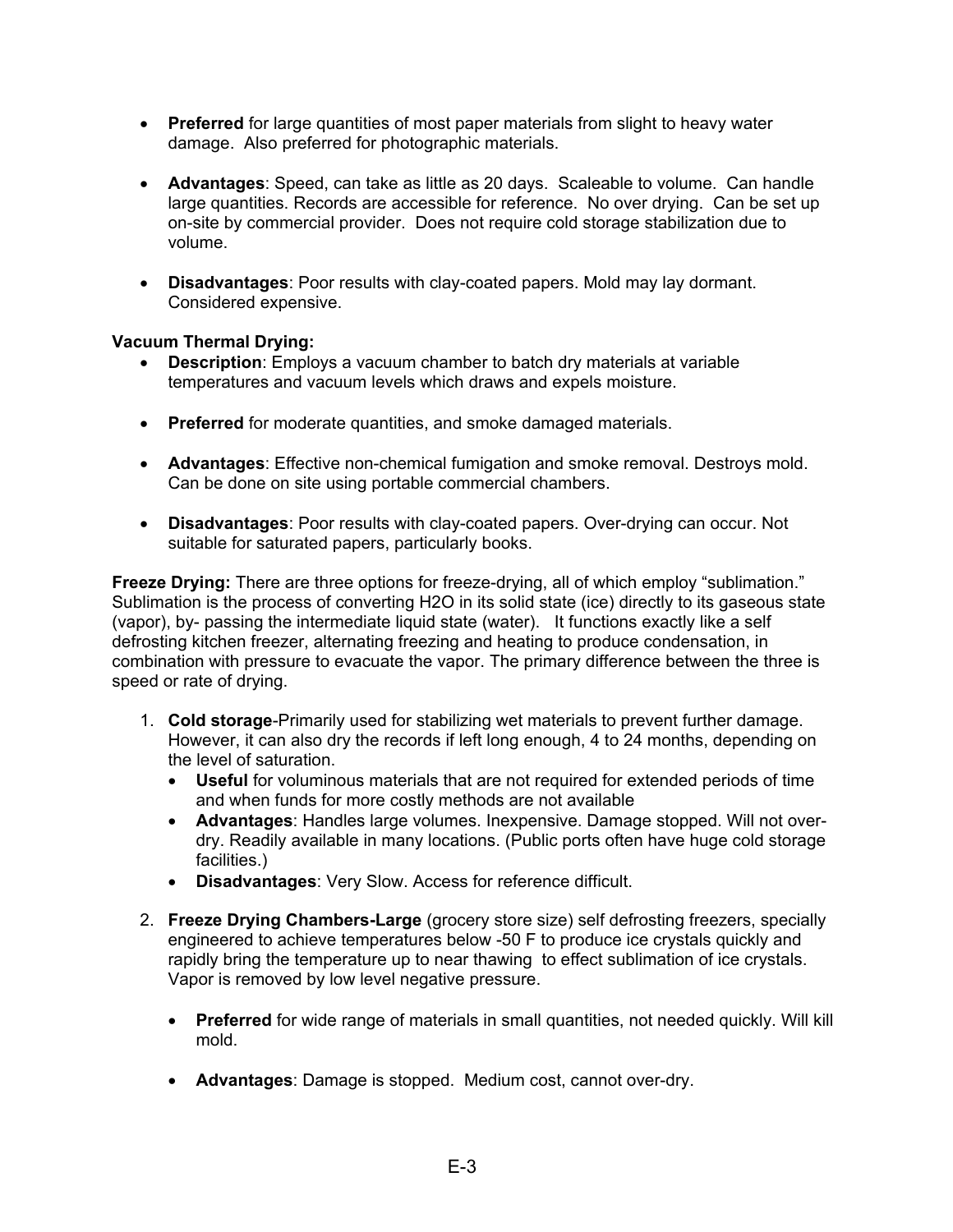- **Preferred** for large quantities of most paper materials from slight to heavy water damage. Also preferred for photographic materials.

- **Advantages**: Speed, can take as little as 20 days. Scaleable to volume. Can handle large quantities. Records are accessible for reference. No over drying. Can be set up on-site by commercial provider. Does not require cold storage stabilization due to volume.

- **Disadvantages**: Poor results with clay-coated papers. Mold may lay dormant. Considered expensive.

**Vacuum Thermal Drying:**

- **Description**: Employs a vacuum chamber to batch dry materials at variable temperatures and vacuum levels which draws and expels moisture.

- **Preferred** for moderate quantities, and smoke damaged materials.

- **Advantages**: Effective non-chemical fumigation and smoke removal. Destroys mold. Can be done on site using portable commercial chambers.

- **Disadvantages**: Poor results with clay-coated papers. Over-drying can occur. Not suitable for saturated papers, particularly books.

**Freeze Drying:** There are three options for freeze-drying, all of which employ "sublimation." Sublimation is the process of converting $H_2O$ in its solid state (ice) directly to its gaseous state (vapor), by- passing the intermediate liquid state (water). It functions exactly like a self defrosting kitchen freezer, alternating freezing and heating to produce condensation, in combination with pressure to evacuate the vapor. The primary difference between the three is speed or rate of drying.

1. **Cold storage**-Primarily used for stabilizing wet materials to prevent further damage. However, it can also dry the records if left long enough, 4 to 24 months, depending on the level of saturation.
   - **Useful** for voluminous materials that are not required for extended periods of time and when funds for more costly methods are not available
   - **Advantages**: Handles large volumes. Inexpensive. Damage stopped. Will not over-dry. Readily available in many locations. (Public ports often have huge cold storage facilities.)
   - **Disadvantages**: Very Slow. Access for reference difficult.

2. **Freeze Drying Chambers-Large** (grocery store size) self defrosting freezers, specially engineered to achieve temperatures below -50 F to produce ice crystals quickly and rapidly bring the temperature up to near thawing to effect sublimation of ice crystals. Vapor is removed by low level negative pressure.

   - **Preferred** for wide range of materials in small quantities, not needed quickly. Will kill mold.

   - **Advantages**: Damage is stopped. Medium cost, cannot over-dry.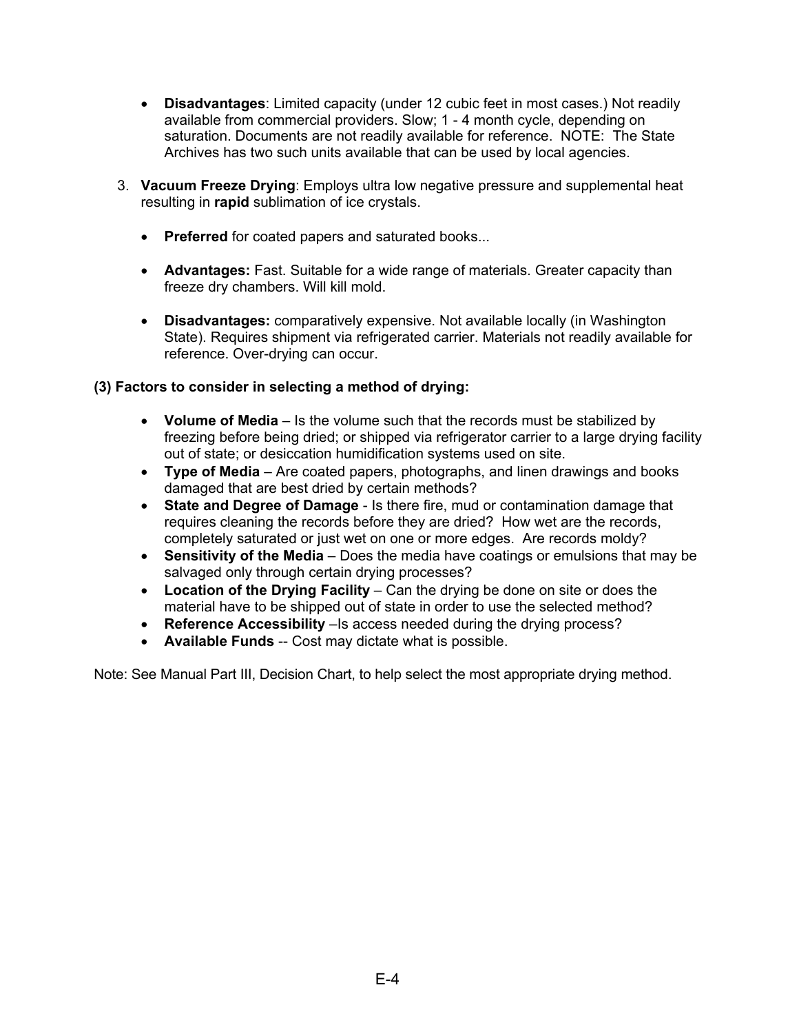- **Disadvantages**: Limited capacity (under 12 cubic feet in most cases.) Not readily available from commercial providers. Slow; 1 - 4 month cycle, depending on saturation. Documents are not readily available for reference. NOTE: The State Archives has two such units available that can be used by local agencies.

3. **Vacuum Freeze Drying**: Employs ultra low negative pressure and supplemental heat resulting in **rapid** sublimation of ice crystals.

   - **Preferred** for coated papers and saturated books...

   - **Advantages:** Fast. Suitable for a wide range of materials. Greater capacity than freeze dry chambers. Will kill mold.

   - **Disadvantages:** comparatively expensive. Not available locally (in Washington State). Requires shipment via refrigerated carrier. Materials not readily available for reference. Over-drying can occur.

**(3) Factors to consider in selecting a method of drying:**

- **Volume of Media** – Is the volume such that the records must be stabilized by freezing before being dried; or shipped via refrigerator carrier to a large drying facility out of state; or desiccation humidification systems used on site.
- **Type of Media** – Are coated papers, photographs, and linen drawings and books damaged that are best dried by certain methods?
- **State and Degree of Damage** - Is there fire, mud or contamination damage that requires cleaning the records before they are dried? How wet are the records, completely saturated or just wet on one or more edges. Are records moldy?
- **Sensitivity of the Media** – Does the media have coatings or emulsions that may be salvaged only through certain drying processes?
- **Location of the Drying Facility** – Can the drying be done on site or does the material have to be shipped out of state in order to use the selected method?
- **Reference Accessibility** –Is access needed during the drying process?
- **Available Funds** -- Cost may dictate what is possible.

Note: See Manual Part III, Decision Chart, to help select the most appropriate drying method.